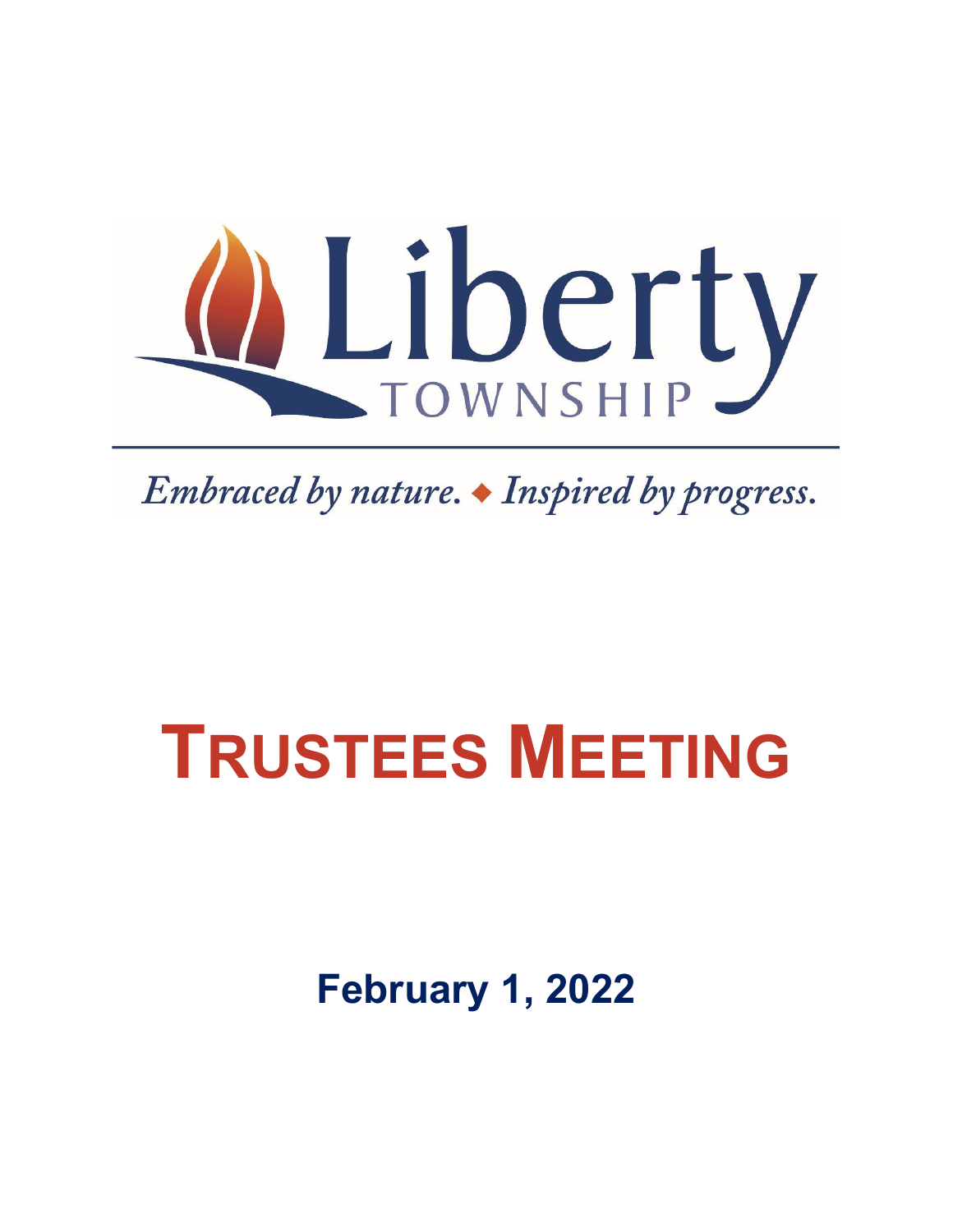Liberty

TOWNSHIP

*Embraced by nature. ◆ Inspired by progress.*

# TRUSTEES MEETING

## February 1, 2022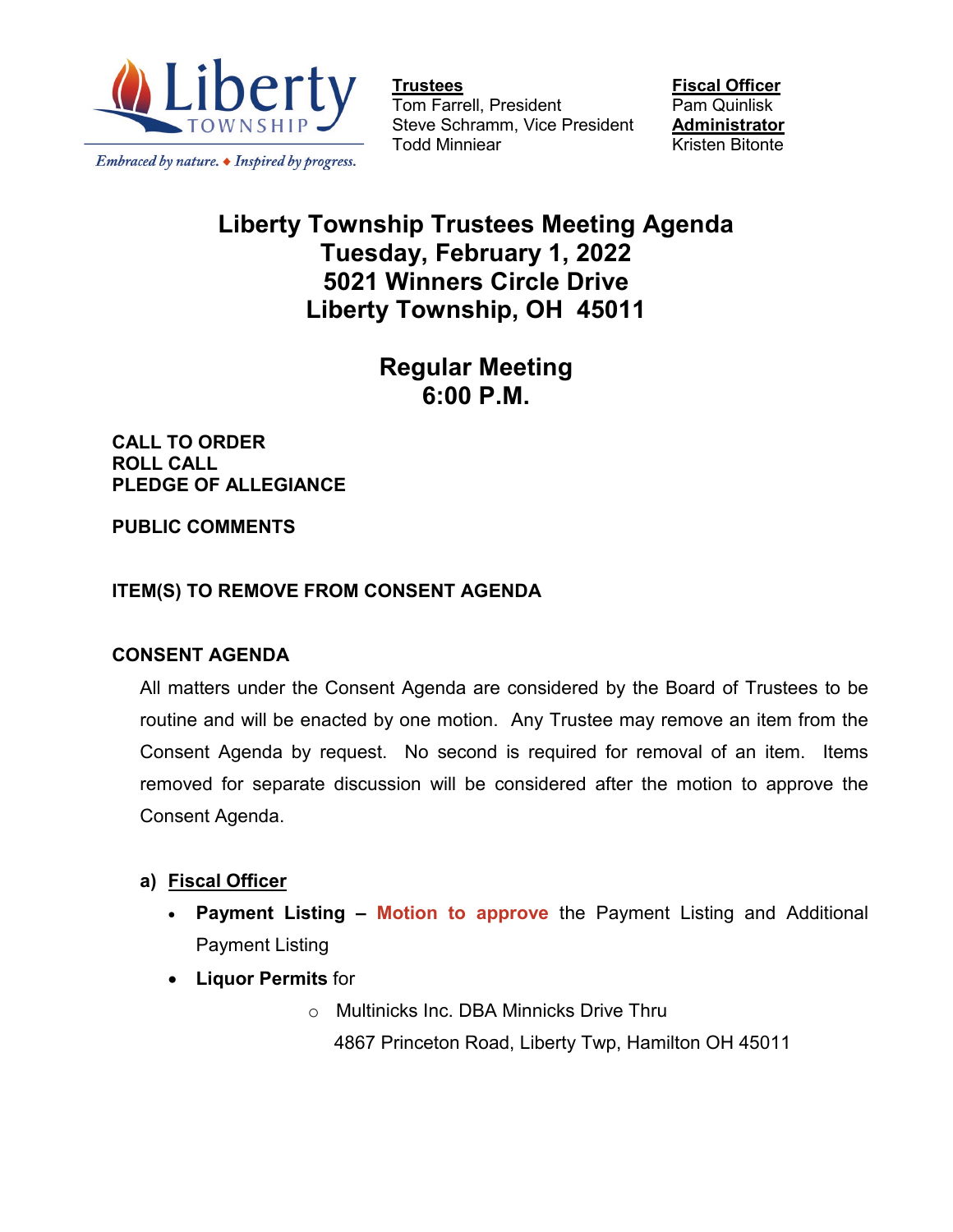Liberty TOWNSHIP

*Embraced by nature. ♦ Inspired by progress.*

**Trustees**
Tom Farrell, President
Steve Schramm, Vice President
Todd Minniear

**Fiscal Officer**
Pam Quinlisk
**Administrator**
Kristen Bitonte

# Liberty Township Trustees Meeting Agenda
# Tuesday, February 1, 2022
# 5021 Winners Circle Drive
# Liberty Township, OH 45011

## Regular Meeting
## 6:00 P.M.

**CALL TO ORDER**
**ROLL CALL**
**PLEDGE OF ALLEGIANCE**

**PUBLIC COMMENTS**

**ITEM(S) TO REMOVE FROM CONSENT AGENDA**

**CONSENT AGENDA**

All matters under the Consent Agenda are considered by the Board of Trustees to be routine and will be enacted by one motion. Any Trustee may remove an item from the Consent Agenda by request. No second is required for removal of an item. Items removed for separate discussion will be considered after the motion to approve the Consent Agenda.

a) **Fiscal Officer**

- **Payment Listing – Motion to approve** the Payment Listing and Additional Payment Listing
- **Liquor Permits** for
    - Multinicks Inc. DBA Minnicks Drive Thru
      4867 Princeton Road, Liberty Twp, Hamilton OH 45011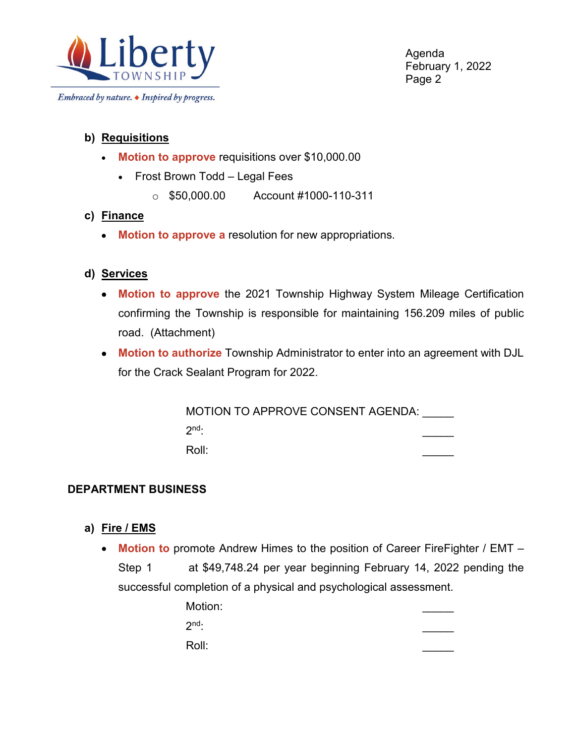**b) Requisitions**

- **Motion to approve** requisitions over $10,000.00
  - Frost Brown Todd – Legal Fees
    - $50,000.00 Account #1000-110-311

**c) Finance**

- **Motion to approve a** resolution for new appropriations.

**d) Services**

- **Motion to approve** the 2021 Township Highway System Mileage Certification confirming the Township is responsible for maintaining 156.209 miles of public road. (Attachment)
- **Motion to authorize** Township Administrator to enter into an agreement with DJL for the Crack Sealant Program for 2022.

MOTION TO APPROVE CONSENT AGENDA: _____

2nd: _____

Roll: _____

**DEPARTMENT BUSINESS**

**a) Fire / EMS**

- **Motion to** promote Andrew Himes to the position of Career FireFighter / EMT – Step 1 at $49,748.24 per year beginning February 14, 2022 pending the successful completion of a physical and psychological assessment.

Motion: _____

2nd: _____

Roll: _____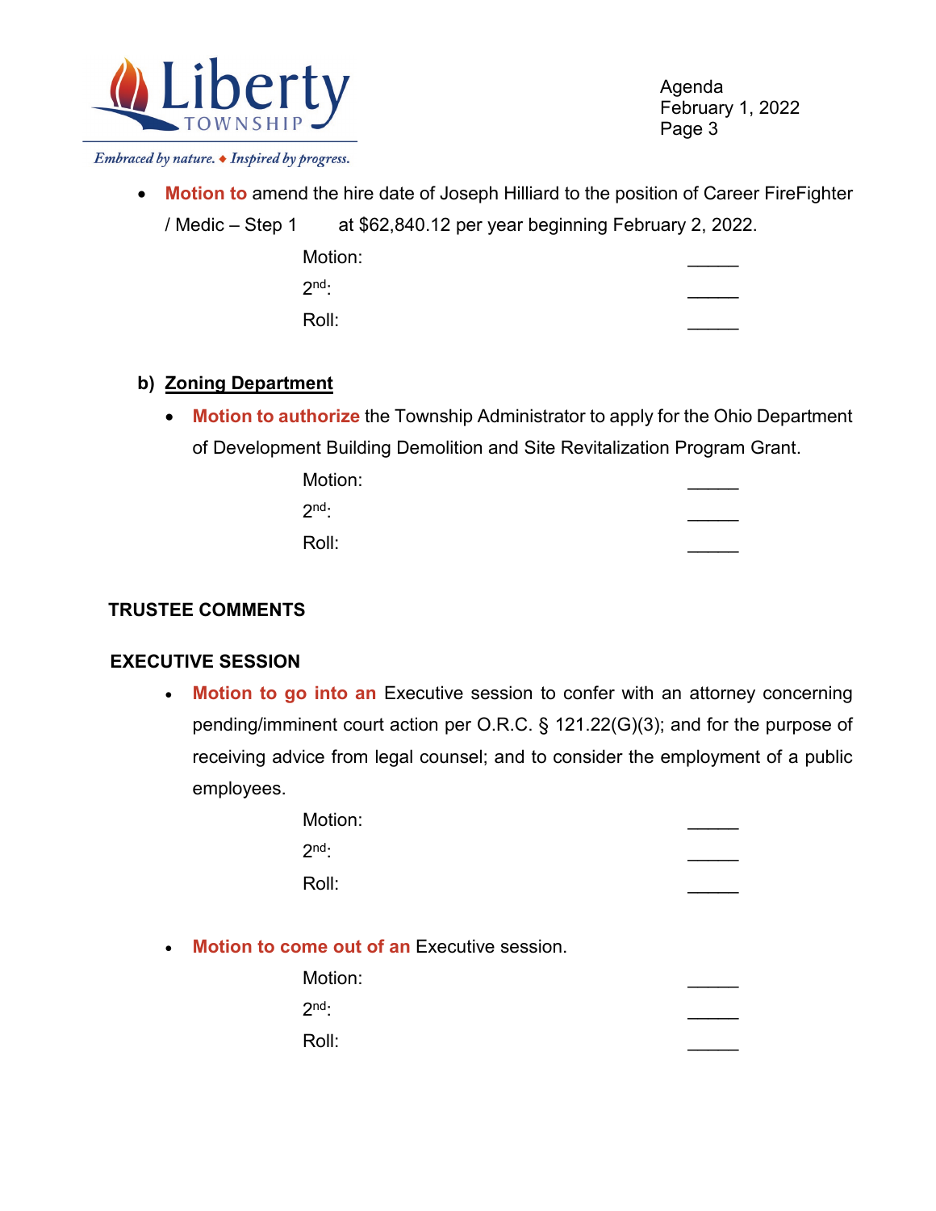- **Motion to** amend the hire date of Joseph Hilliard to the position of Career FireFighter / Medic – Step 1 at $62,840.12 per year beginning February 2, 2022.

  Motion: _____
  2nd: _____
  Roll: _____

**b) Zoning Department**

- **Motion to authorize** the Township Administrator to apply for the Ohio Department of Development Building Demolition and Site Revitalization Program Grant.

  Motion: _____
  2nd: _____
  Roll: _____

## TRUSTEE COMMENTS

## EXECUTIVE SESSION

- **Motion to go into an** Executive session to confer with an attorney concerning pending/imminent court action per O.R.C. § 121.22(G)(3); and for the purpose of receiving advice from legal counsel; and to consider the employment of a public employees.

  Motion: _____
  2nd: _____
  Roll: _____

- **Motion to come out of an** Executive session.

  Motion: _____
  2nd: _____
  Roll: _____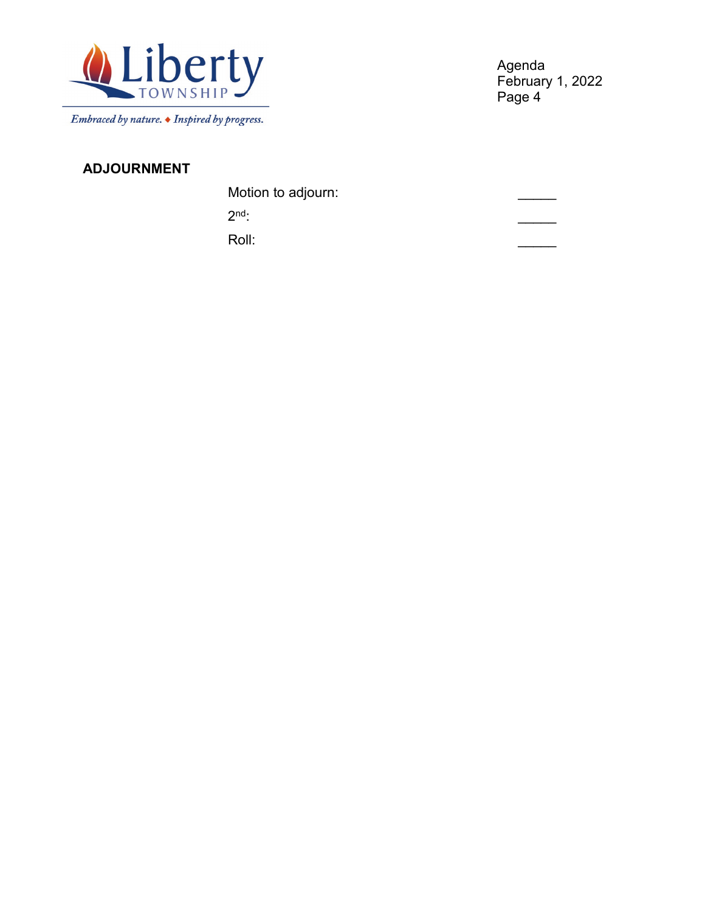## ADJOURNMENT

Motion to adjourn: _____

$2^{nd}$: _____

Roll: _____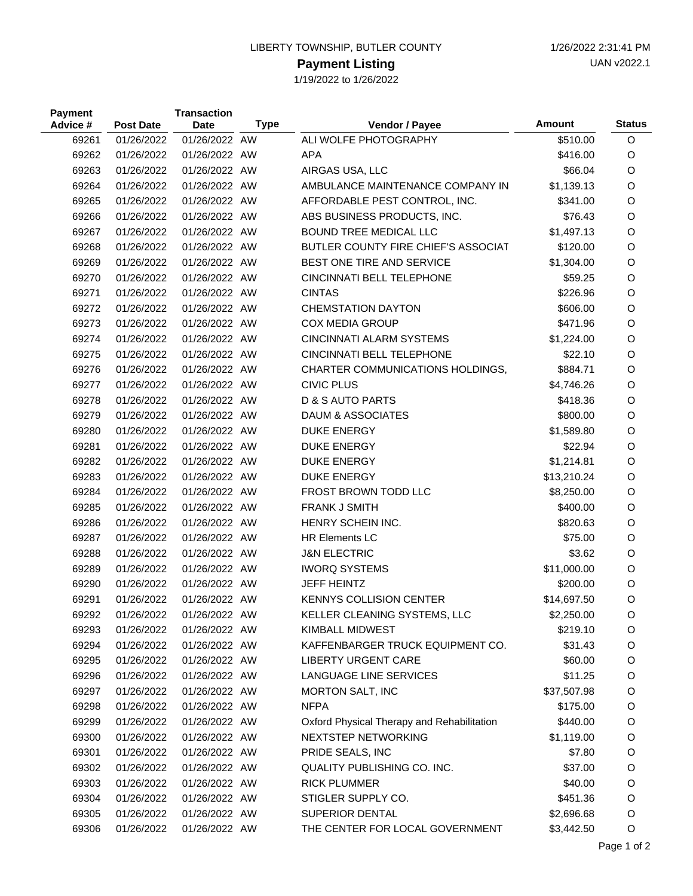LIBERTY TOWNSHIP, BUTLER COUNTY

1/26/2022 2:31:41 PM

# Payment Listing

UAN v2022.1

1/19/2022 to 1/26/2022

| Payment Advice # | Post Date | Transaction Date | Type | Vendor / Payee | Amount | Status |
|---|---|---|---|---|---|---|
| 69261 | 01/26/2022 | 01/26/2022 | AW | ALI WOLFE PHOTOGRAPHY | $510.00 | O |
| 69262 | 01/26/2022 | 01/26/2022 | AW | APA | $416.00 | O |
| 69263 | 01/26/2022 | 01/26/2022 | AW | AIRGAS USA, LLC | $66.04 | O |
| 69264 | 01/26/2022 | 01/26/2022 | AW | AMBULANCE MAINTENANCE COMPANY IN | $1,139.13 | O |
| 69265 | 01/26/2022 | 01/26/2022 | AW | AFFORDABLE PEST CONTROL, INC. | $341.00 | O |
| 69266 | 01/26/2022 | 01/26/2022 | AW | ABS BUSINESS PRODUCTS, INC. | $76.43 | O |
| 69267 | 01/26/2022 | 01/26/2022 | AW | BOUND TREE MEDICAL LLC | $1,497.13 | O |
| 69268 | 01/26/2022 | 01/26/2022 | AW | BUTLER COUNTY FIRE CHIEF'S ASSOCIAT | $120.00 | O |
| 69269 | 01/26/2022 | 01/26/2022 | AW | BEST ONE TIRE AND SERVICE | $1,304.00 | O |
| 69270 | 01/26/2022 | 01/26/2022 | AW | CINCINNATI BELL TELEPHONE | $59.25 | O |
| 69271 | 01/26/2022 | 01/26/2022 | AW | CINTAS | $226.96 | O |
| 69272 | 01/26/2022 | 01/26/2022 | AW | CHEMSTATION DAYTON | $606.00 | O |
| 69273 | 01/26/2022 | 01/26/2022 | AW | COX MEDIA GROUP | $471.96 | O |
| 69274 | 01/26/2022 | 01/26/2022 | AW | CINCINNATI ALARM SYSTEMS | $1,224.00 | O |
| 69275 | 01/26/2022 | 01/26/2022 | AW | CINCINNATI BELL TELEPHONE | $22.10 | O |
| 69276 | 01/26/2022 | 01/26/2022 | AW | CHARTER COMMUNICATIONS HOLDINGS, | $884.71 | O |
| 69277 | 01/26/2022 | 01/26/2022 | AW | CIVIC PLUS | $4,746.26 | O |
| 69278 | 01/26/2022 | 01/26/2022 | AW | D & S AUTO PARTS | $418.36 | O |
| 69279 | 01/26/2022 | 01/26/2022 | AW | DAUM & ASSOCIATES | $800.00 | O |
| 69280 | 01/26/2022 | 01/26/2022 | AW | DUKE ENERGY | $1,589.80 | O |
| 69281 | 01/26/2022 | 01/26/2022 | AW | DUKE ENERGY | $22.94 | O |
| 69282 | 01/26/2022 | 01/26/2022 | AW | DUKE ENERGY | $1,214.81 | O |
| 69283 | 01/26/2022 | 01/26/2022 | AW | DUKE ENERGY | $13,210.24 | O |
| 69284 | 01/26/2022 | 01/26/2022 | AW | FROST BROWN TODD LLC | $8,250.00 | O |
| 69285 | 01/26/2022 | 01/26/2022 | AW | FRANK J SMITH | $400.00 | O |
| 69286 | 01/26/2022 | 01/26/2022 | AW | HENRY SCHEIN INC. | $820.63 | O |
| 69287 | 01/26/2022 | 01/26/2022 | AW | HR Elements LC | $75.00 | O |
| 69288 | 01/26/2022 | 01/26/2022 | AW | J&N ELECTRIC | $3.62 | O |
| 69289 | 01/26/2022 | 01/26/2022 | AW | IWORQ SYSTEMS | $11,000.00 | O |
| 69290 | 01/26/2022 | 01/26/2022 | AW | JEFF HEINTZ | $200.00 | O |
| 69291 | 01/26/2022 | 01/26/2022 | AW | KENNYS COLLISION CENTER | $14,697.50 | O |
| 69292 | 01/26/2022 | 01/26/2022 | AW | KELLER CLEANING SYSTEMS, LLC | $2,250.00 | O |
| 69293 | 01/26/2022 | 01/26/2022 | AW | KIMBALL MIDWEST | $219.10 | O |
| 69294 | 01/26/2022 | 01/26/2022 | AW | KAFFENBARGER TRUCK EQUIPMENT CO. | $31.43 | O |
| 69295 | 01/26/2022 | 01/26/2022 | AW | LIBERTY URGENT CARE | $60.00 | O |
| 69296 | 01/26/2022 | 01/26/2022 | AW | LANGUAGE LINE SERVICES | $11.25 | O |
| 69297 | 01/26/2022 | 01/26/2022 | AW | MORTON SALT, INC | $37,507.98 | O |
| 69298 | 01/26/2022 | 01/26/2022 | AW | NFPA | $175.00 | O |
| 69299 | 01/26/2022 | 01/26/2022 | AW | Oxford Physical Therapy and Rehabilitation | $440.00 | O |
| 69300 | 01/26/2022 | 01/26/2022 | AW | NEXTSTEP NETWORKING | $1,119.00 | O |
| 69301 | 01/26/2022 | 01/26/2022 | AW | PRIDE SEALS, INC | $7.80 | O |
| 69302 | 01/26/2022 | 01/26/2022 | AW | QUALITY PUBLISHING CO. INC. | $37.00 | O |
| 69303 | 01/26/2022 | 01/26/2022 | AW | RICK PLUMMER | $40.00 | O |
| 69304 | 01/26/2022 | 01/26/2022 | AW | STIGLER SUPPLY CO. | $451.36 | O |
| 69305 | 01/26/2022 | 01/26/2022 | AW | SUPERIOR DENTAL | $2,696.68 | O |
| 69306 | 01/26/2022 | 01/26/2022 | AW | THE CENTER FOR LOCAL GOVERNMENT | $3,442.50 | O |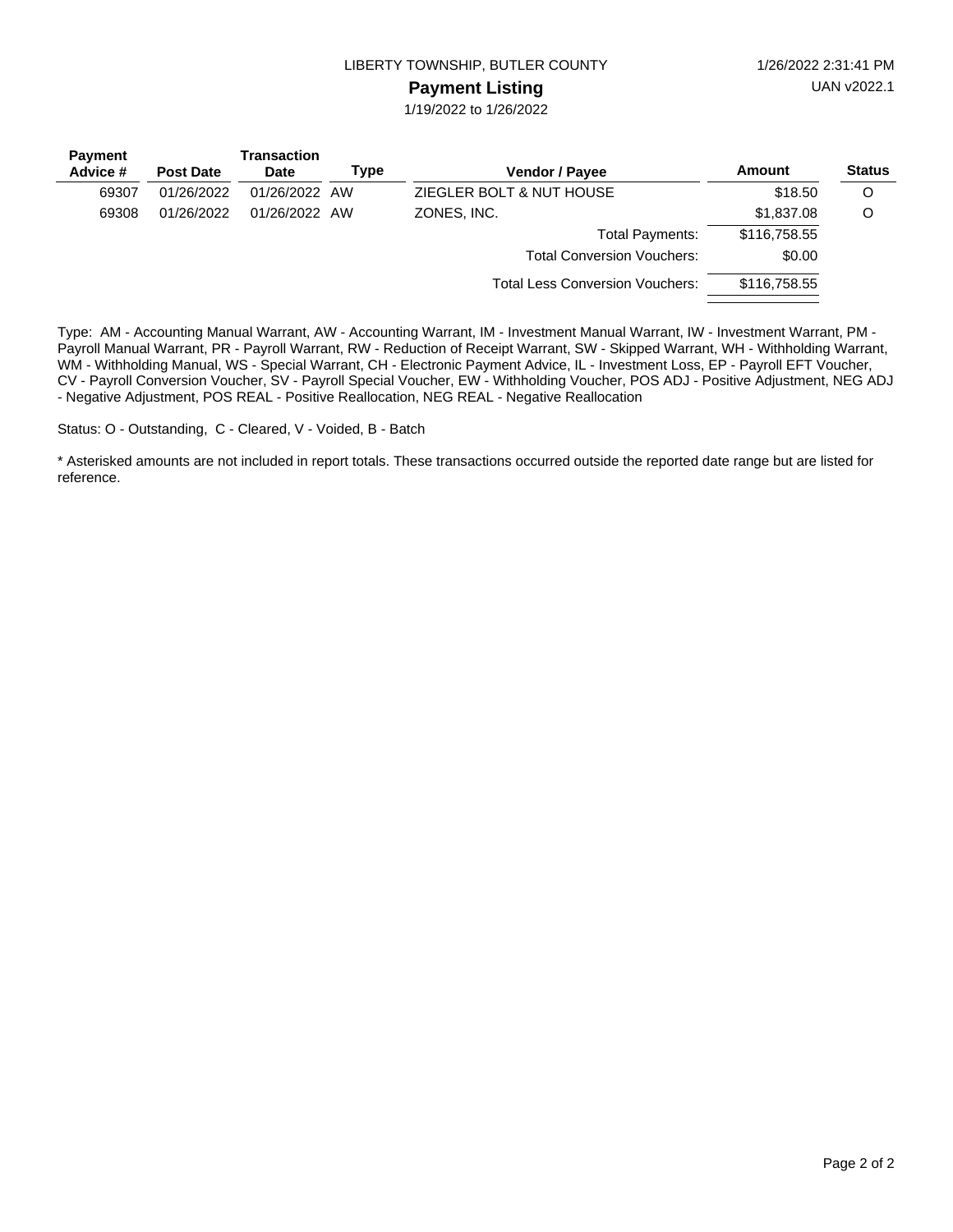LIBERTY TOWNSHIP, BUTLER COUNTY

1/26/2022 2:31:41 PM

## Payment Listing

UAN v2022.1

1/19/2022 to 1/26/2022

| Payment Advice # | Post Date | Transaction Date | Type | Vendor / Payee | Amount | Status |
|---|---|---|---|---|---|---|
| 69307 | 01/26/2022 | 01/26/2022 | AW | ZIEGLER BOLT & NUT HOUSE | $18.50 | O |
| 69308 | 01/26/2022 | 01/26/2022 | AW | ZONES, INC. | $1,837.08 | O |
| | | | | Total Payments: | $116,758.55 | |
| | | | | Total Conversion Vouchers: | $0.00 | |
| | | | | Total Less Conversion Vouchers: | $116,758.55 | |

Type: AM - Accounting Manual Warrant, AW - Accounting Warrant, IM - Investment Manual Warrant, IW - Investment Warrant, PM - Payroll Manual Warrant, PR - Payroll Warrant, RW - Reduction of Receipt Warrant, SW - Skipped Warrant, WH - Withholding Warrant, WM - Withholding Manual, WS - Special Warrant, CH - Electronic Payment Advice, IL - Investment Loss, EP - Payroll EFT Voucher, CV - Payroll Conversion Voucher, SV - Payroll Special Voucher, EW - Withholding Voucher, POS ADJ - Positive Adjustment, NEG ADJ - Negative Adjustment, POS REAL - Positive Reallocation, NEG REAL - Negative Reallocation

Status: O - Outstanding, C - Cleared, V - Voided, B - Batch

* Asterisked amounts are not included in report totals. These transactions occurred outside the reported date range but are listed for reference.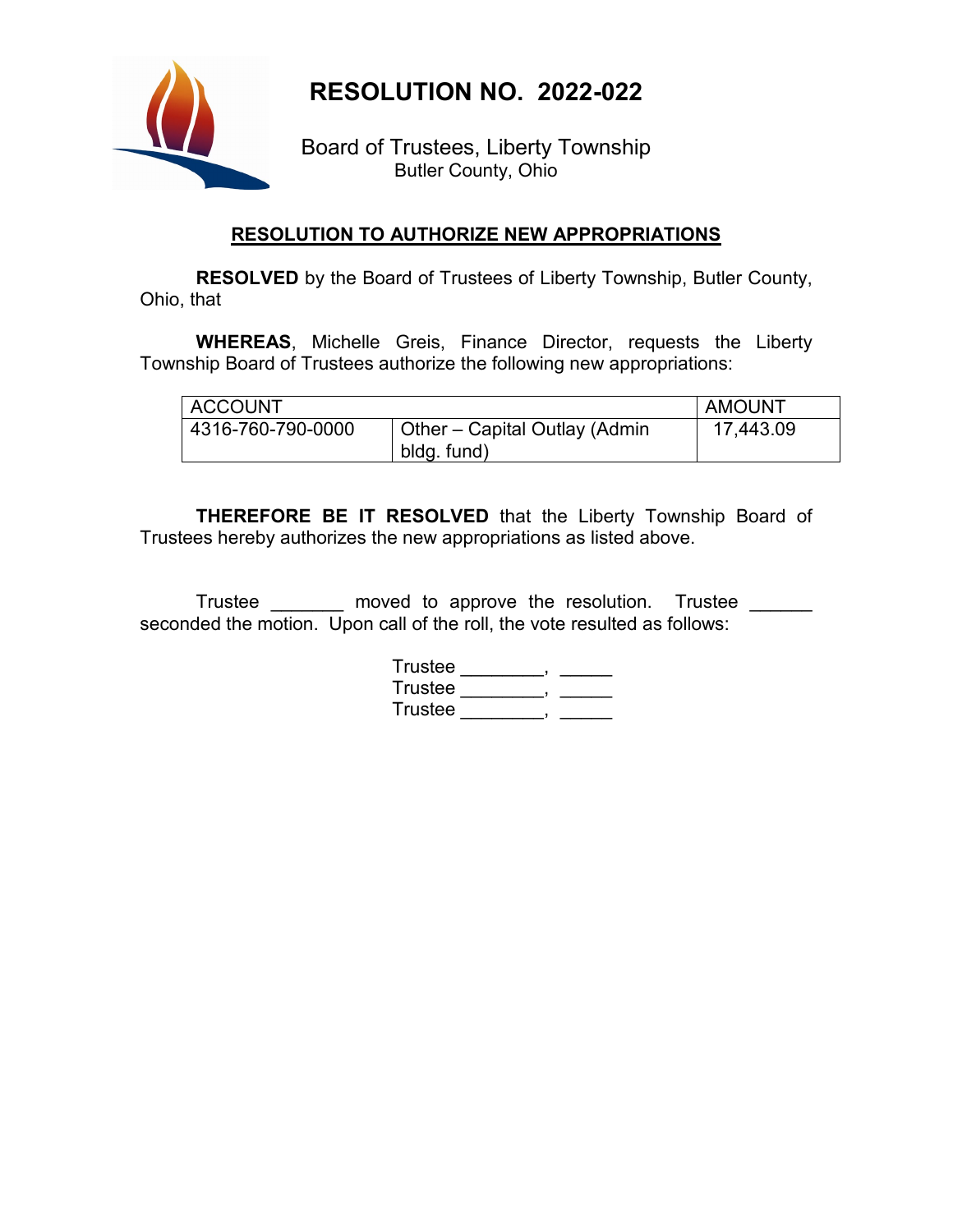# RESOLUTION NO. 2022-022

Board of Trustees, Liberty Township
Butler County, Ohio

## RESOLUTION TO AUTHORIZE NEW APPROPRIATIONS

**RESOLVED** by the Board of Trustees of Liberty Township, Butler County, Ohio, that

**WHEREAS**, Michelle Greis, Finance Director, requests the Liberty Township Board of Trustees authorize the following new appropriations:

| ACCOUNT | | AMOUNT |
|---|---|---|
| 4316-760-790-0000 | Other – Capital Outlay (Admin bldg. fund) | 17,443.09 |

**THEREFORE BE IT RESOLVED** that the Liberty Township Board of Trustees hereby authorizes the new appropriations as listed above.

Trustee _______ moved to approve the resolution. Trustee ______ seconded the motion. Upon call of the roll, the vote resulted as follows:

Trustee ________, _____
Trustee ________, _____
Trustee ________, _____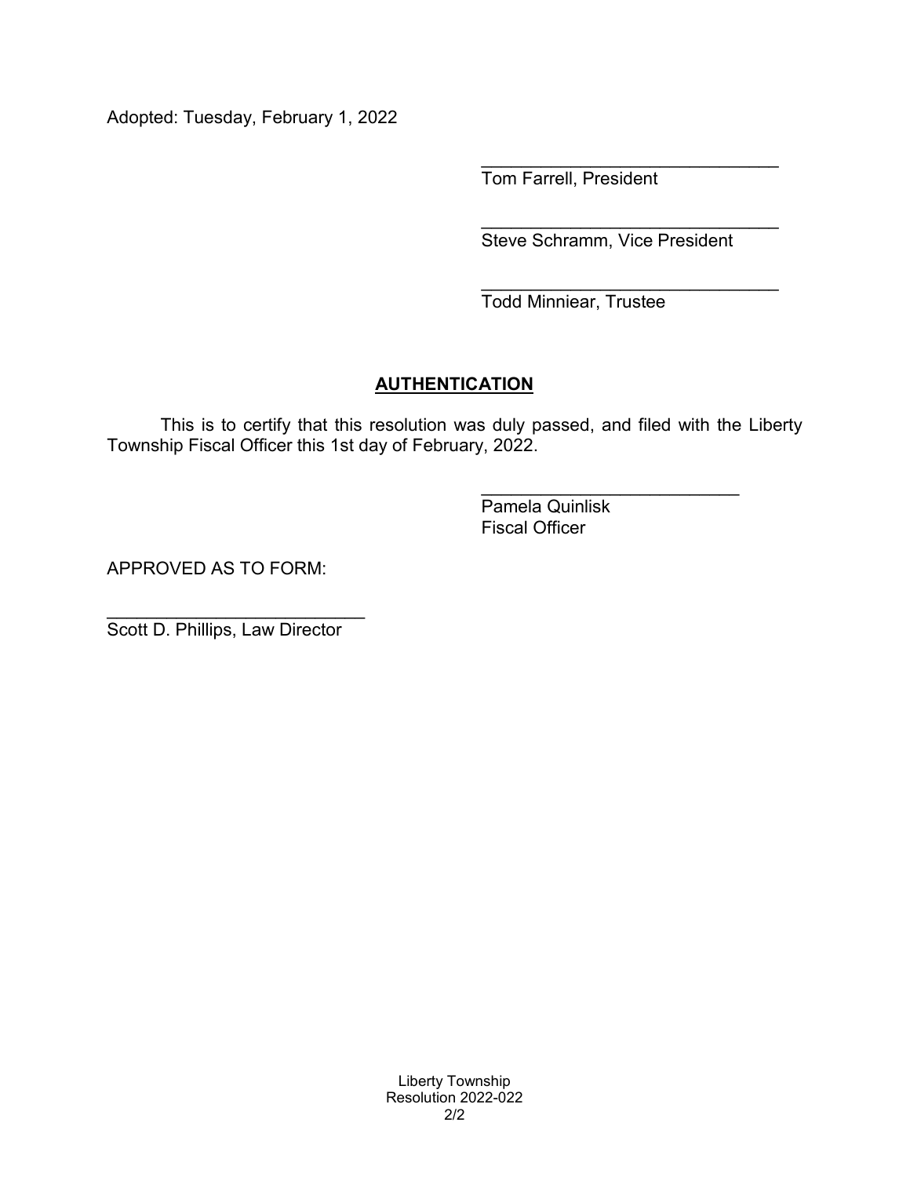Adopted: Tuesday, February 1, 2022

\_\_\_\_\_\_\_\_\_\_\_\_\_\_\_\_\_\_\_\_\_\_\_\_\_\_\_\_\_\_\_\_
Tom Farrell, President

\_\_\_\_\_\_\_\_\_\_\_\_\_\_\_\_\_\_\_\_\_\_\_\_\_\_\_\_\_\_\_\_
Steve Schramm, Vice President

\_\_\_\_\_\_\_\_\_\_\_\_\_\_\_\_\_\_\_\_\_\_\_\_\_\_\_\_\_\_\_\_
Todd Minniear, Trustee

## **AUTHENTICATION**

This is to certify that this resolution was duly passed, and filed with the Liberty Township Fiscal Officer this 1st day of February, 2022.

\_\_\_\_\_\_\_\_\_\_\_\_\_\_\_\_\_\_\_\_\_\_\_\_\_\_\_\_
Pamela Quinlisk
Fiscal Officer

APPROVED AS TO FORM:

\_\_\_\_\_\_\_\_\_\_\_\_\_\_\_\_\_\_\_\_\_\_\_\_\_\_\_\_
Scott D. Phillips, Law Director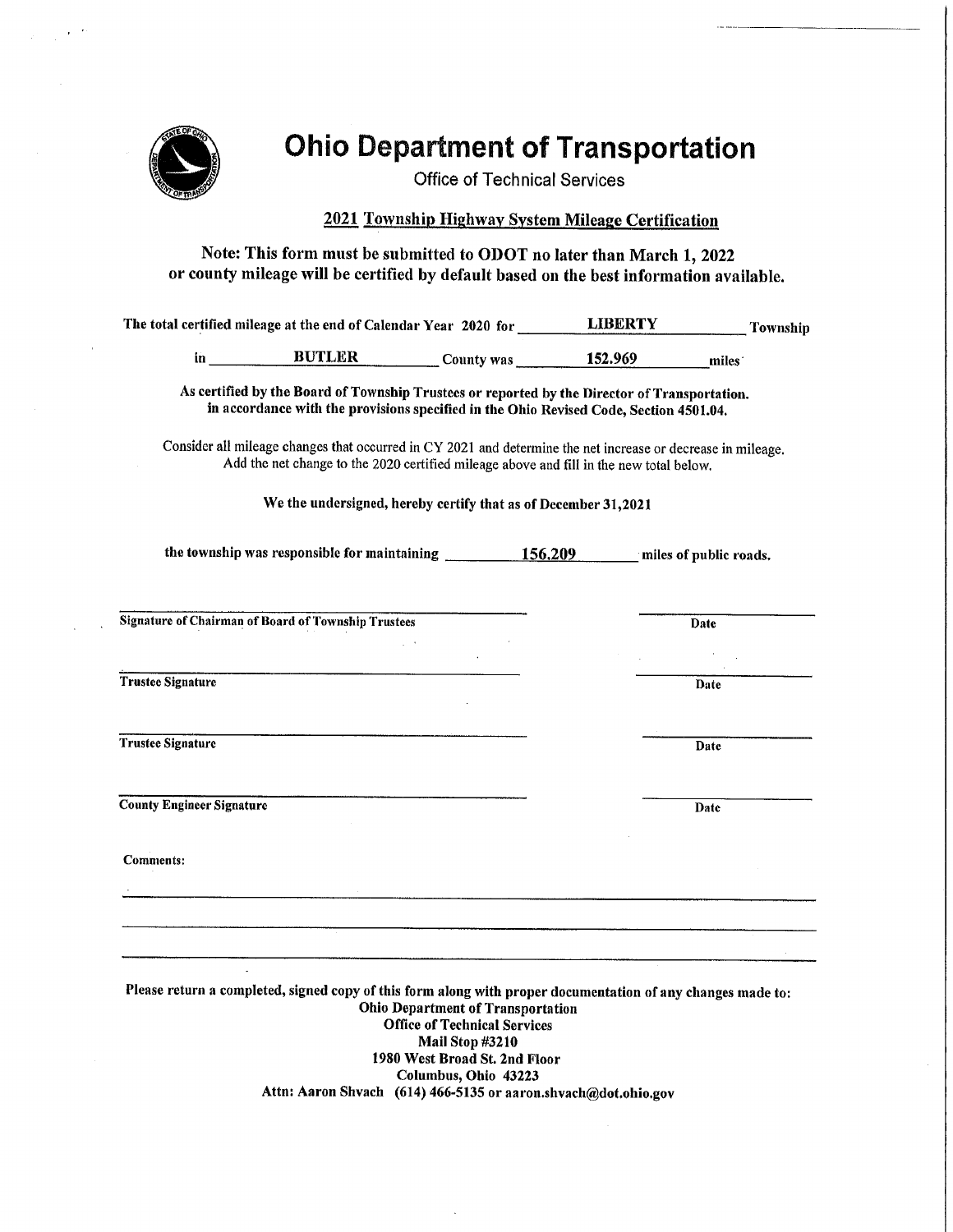# Ohio Department of Transportation

Office of Technical Services

## 2021 Township Highway System Mileage Certification

**Note: This form must be submitted to ODOT no later than March 1, 2022 or county mileage will be certified by default based on the best information available.**

**The total certified mileage at the end of Calendar Year 2020 for ____LIBERTY____ Township in ____BUTLER____ County was ____152.969____ miles**

**As certified by the Board of Township Trustees or reported by the Director of Transportation. in accordance with the provisions specified in the Ohio Revised Code, Section 4501.04.**

Consider all mileage changes that occurred in CY 2021 and determine the net increase or decrease in mileage. Add the net change to the 2020 certified mileage above and fill in the new total below.

**We the undersigned, hereby certify that as of December 31,2021**

**the township was responsible for maintaining ____156.209____ miles of public roads.**

| | |
|---|---|
| **Signature of Chairman of Board of Township Trustees** | **Date** |
| **Trustee Signature** | **Date** |
| **Trustee Signature** | **Date** |
| **County Engineer Signature** | **Date** |

**Comments:**

**Please return a completed, signed copy of this form along with proper documentation of any changes made to:**

**Ohio Department of Transportation**
**Office of Technical Services**
**Mail Stop #3210**
**1980 West Broad St. 2nd Floor**
**Columbus, Ohio 43223**
**Attn: Aaron Shvach (614) 466-5135 or aaron.shvach@dot.ohio.gov**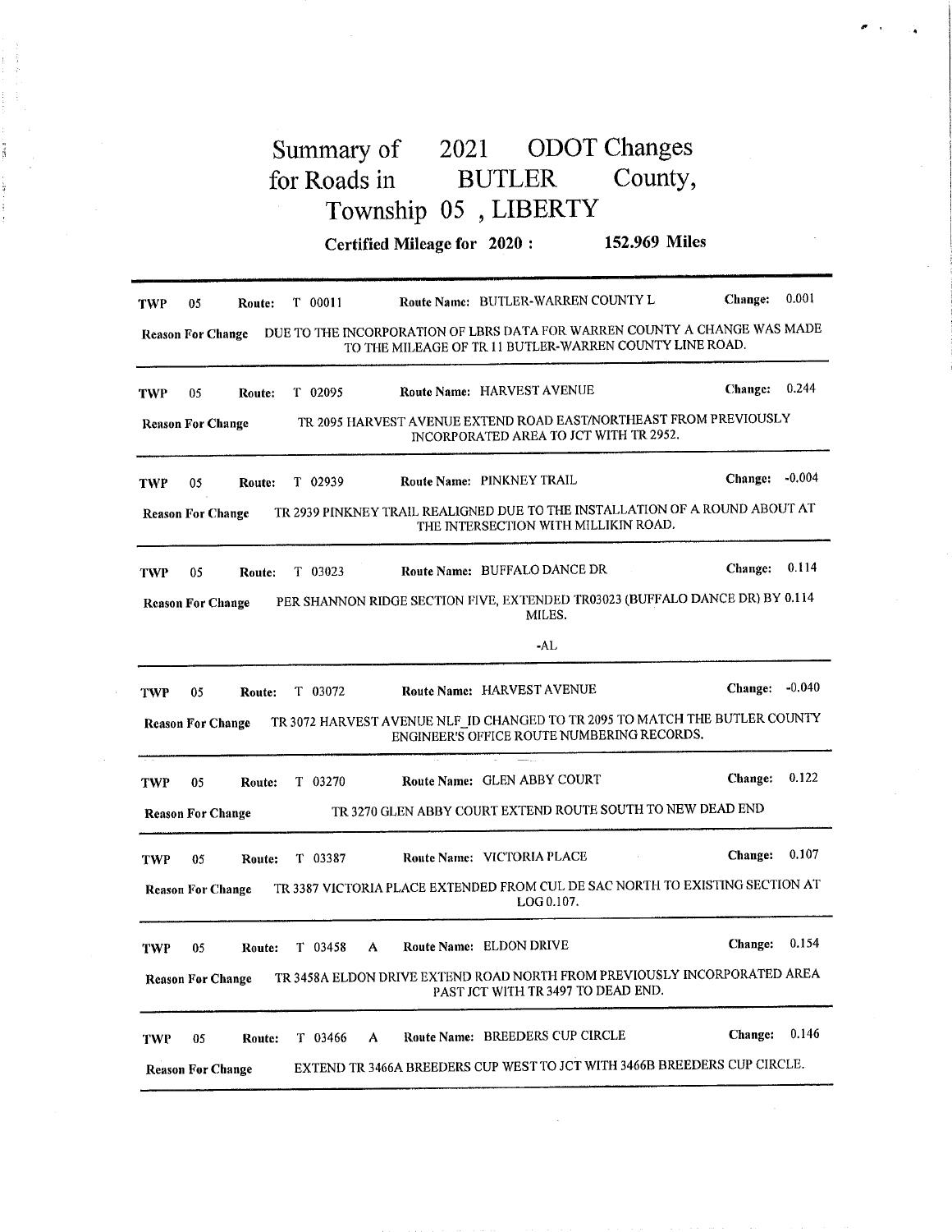# Summary of 2021 ODOT Changes for Roads in BUTLER County, Township 05 , LIBERTY

**Certified Mileage for 2020 : 152.969 Miles**

---

**TWP** 05 **Route:** T 00011 **Route Name:** BUTLER-WARREN COUNTY L **Change:** 0.001

**Reason For Change** DUE TO THE INCORPORATION OF LBRS DATA FOR WARREN COUNTY A CHANGE WAS MADE TO THE MILEAGE OF TR 11 BUTLER-WARREN COUNTY LINE ROAD.

---

**TWP** 05 **Route:** T 02095 **Route Name:** HARVEST AVENUE **Change:** 0.244

**Reason For Change** TR 2095 HARVEST AVENUE EXTEND ROAD EAST/NORTHEAST FROM PREVIOUSLY INCORPORATED AREA TO JCT WITH TR 2952.

---

**TWP** 05 **Route:** T 02939 **Route Name:** PINKNEY TRAIL **Change:** -0.004

**Reason For Change** TR 2939 PINKNEY TRAIL REALIGNED DUE TO THE INSTALLATION OF A ROUND ABOUT AT THE INTERSECTION WITH MILLIKIN ROAD.

---

**TWP** 05 **Route:** T 03023 **Route Name:** BUFFALO DANCE DR **Change:** 0.114

**Reason For Change** PER SHANNON RIDGE SECTION FIVE, EXTENDED TR03023 (BUFFALO DANCE DR) BY 0.114 MILES.

-AL

---

**TWP** 05 **Route:** T 03072 **Route Name:** HARVEST AVENUE **Change:** -0.040

**Reason For Change** TR 3072 HARVEST AVENUE NLF_ID CHANGED TO TR 2095 TO MATCH THE BUTLER COUNTY ENGINEER'S OFFICE ROUTE NUMBERING RECORDS.

---

**TWP** 05 **Route:** T 03270 **Route Name:** GLEN ABBY COURT **Change:** 0.122

**Reason For Change** TR 3270 GLEN ABBY COURT EXTEND ROUTE SOUTH TO NEW DEAD END

---

**TWP** 05 **Route:** T 03387 **Route Name:** VICTORIA PLACE **Change:** 0.107

**Reason For Change** TR 3387 VICTORIA PLACE EXTENDED FROM CUL DE SAC NORTH TO EXISTING SECTION AT LOG 0.107.

---

**TWP** 05 **Route:** T 03458 A **Route Name:** ELDON DRIVE **Change:** 0.154

**Reason For Change** TR 3458A ELDON DRIVE EXTEND ROAD NORTH FROM PREVIOUSLY INCORPORATED AREA PAST JCT WITH TR 3497 TO DEAD END.

---

**TWP** 05 **Route:** T 03466 A **Route Name:** BREEDERS CUP CIRCLE **Change:** 0.146

**Reason For Change** EXTEND TR 3466A BREEDERS CUP WEST TO JCT WITH 3466B BREEDERS CUP CIRCLE.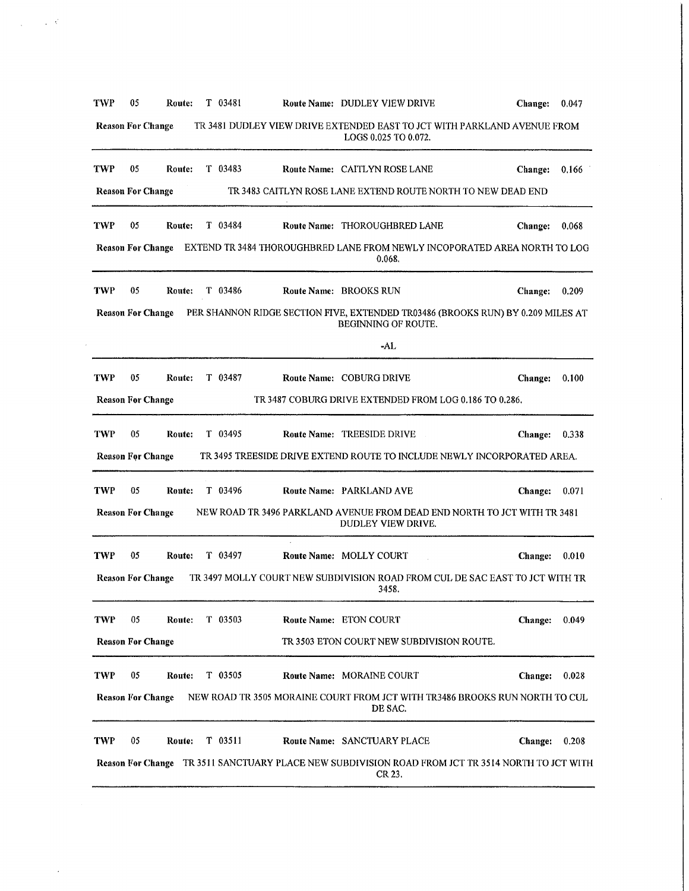**TWP** 05 **Route:** T 03481 **Route Name:** DUDLEY VIEW DRIVE **Change:** 0.047

**Reason For Change** TR 3481 DUDLEY VIEW DRIVE EXTENDED EAST TO JCT WITH PARKLAND AVENUE FROM LOGS 0.025 TO 0.072.

---

**TWP** 05 **Route:** T 03483 **Route Name:** CAITLYN ROSE LANE **Change:** 0.166

**Reason For Change** TR 3483 CAITLYN ROSE LANE EXTEND ROUTE NORTH TO NEW DEAD END

---

**TWP** 05 **Route:** T 03484 **Route Name:** THOROUGHBRED LANE **Change:** 0.068

**Reason For Change** EXTEND TR 3484 THOROUGHBRED LANE FROM NEWLY INCOPORATED AREA NORTH TO LOG 0.068.

---

**TWP** 05 **Route:** T 03486 **Route Name:** BROOKS RUN **Change:** 0.209

**Reason For Change** PER SHANNON RIDGE SECTION FIVE, EXTENDED TR03486 (BROOKS RUN) BY 0.209 MILES AT BEGINNING OF ROUTE.

-AL

---

**TWP** 05 **Route:** T 03487 **Route Name:** COBURG DRIVE **Change:** 0.100

**Reason For Change** TR 3487 COBURG DRIVE EXTENDED FROM LOG 0.186 TO 0.286.

---

**TWP** 05 **Route:** T 03495 **Route Name:** TREESIDE DRIVE **Change:** 0.338

**Reason For Change** TR 3495 TREESIDE DRIVE EXTEND ROUTE TO INCLUDE NEWLY INCORPORATED AREA.

---

**TWP** 05 **Route:** T 03496 **Route Name:** PARKLAND AVE **Change:** 0.071

**Reason For Change** NEW ROAD TR 3496 PARKLAND AVENUE FROM DEAD END NORTH TO JCT WITH TR 3481 DUDLEY VIEW DRIVE.

---

**TWP** 05 **Route:** T 03497 **Route Name:** MOLLY COURT **Change:** 0.010

**Reason For Change** TR 3497 MOLLY COURT NEW SUBDIVISION ROAD FROM CUL DE SAC EAST TO JCT WITH TR 3458.

---

**TWP** 05 **Route:** T 03503 **Route Name:** ETON COURT **Change:** 0.049

**Reason For Change** TR 3503 ETON COURT NEW SUBDIVISION ROUTE.

---

**TWP** 05 **Route:** T 03505 **Route Name:** MORAINE COURT **Change:** 0.028

**Reason For Change** NEW ROAD TR 3505 MORAINE COURT FROM JCT WITH TR3486 BROOKS RUN NORTH TO CUL DE SAC.

---

**TWP** 05 **Route:** T 03511 **Route Name:** SANCTUARY PLACE **Change:** 0.208

**Reason For Change** TR 3511 SANCTUARY PLACE NEW SUBDIVISION ROAD FROM JCT TR 3514 NORTH TO JCT WITH CR 23.

---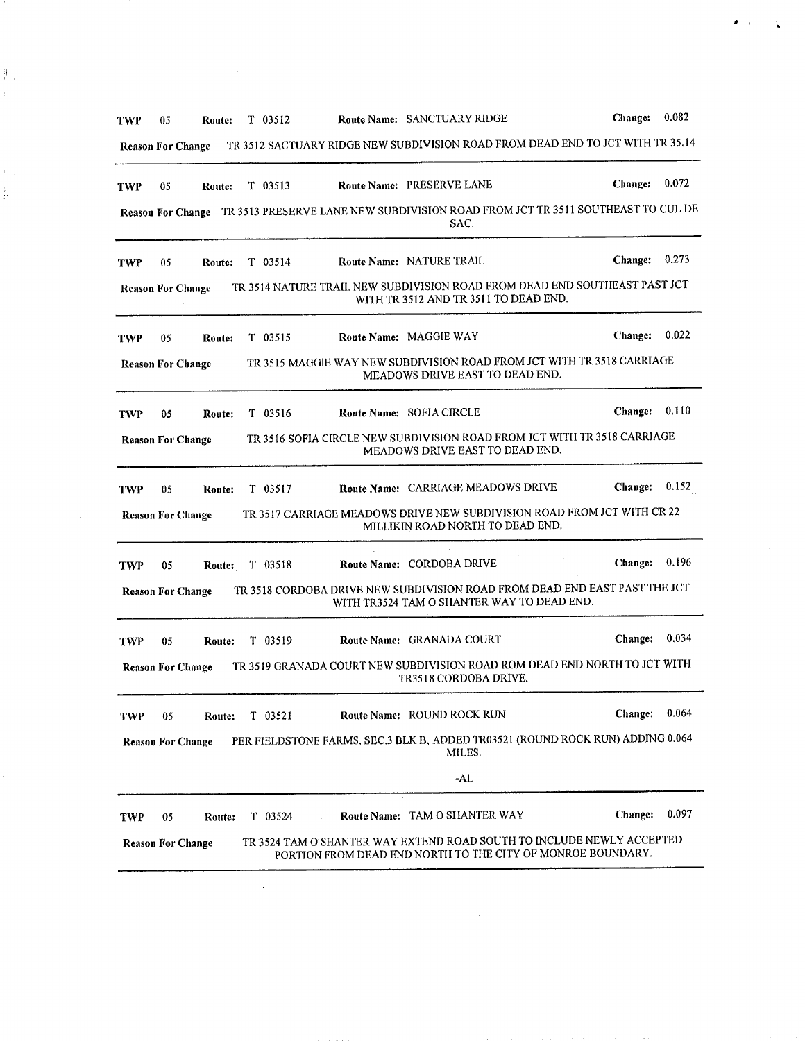**TWP** 05 **Route:** T 03512 **Route Name:** SANCTUARY RIDGE **Change:** 0.082

**Reason For Change** TR 3512 SACTUARY RIDGE NEW SUBDIVISION ROAD FROM DEAD END TO JCT WITH TR 35.14

---

**TWP** 05 **Route:** T 03513 **Route Name:** PRESERVE LANE **Change:** 0.072

**Reason For Change** TR 3513 PRESERVE LANE NEW SUBDIVISION ROAD FROM JCT TR 3511 SOUTHEAST TO CUL DE SAC.

---

**TWP** 05 **Route:** T 03514 **Route Name:** NATURE TRAIL **Change:** 0.273

**Reason For Change** TR 3514 NATURE TRAIL NEW SUBDIVISION ROAD FROM DEAD END SOUTHEAST PAST JCT WITH TR 3512 AND TR 3511 TO DEAD END.

---

**TWP** 05 **Route:** T 03515 **Route Name:** MAGGIE WAY **Change:** 0.022

**Reason For Change** TR 3515 MAGGIE WAY NEW SUBDIVISION ROAD FROM JCT WITH TR 3518 CARRIAGE MEADOWS DRIVE EAST TO DEAD END.

---

**TWP** 05 **Route:** T 03516 **Route Name:** SOFIA CIRCLE **Change:** 0.110

**Reason For Change** TR 3516 SOFIA CIRCLE NEW SUBDIVISION ROAD FROM JCT WITH TR 3518 CARRIAGE MEADOWS DRIVE EAST TO DEAD END.

---

**TWP** 05 **Route:** T 03517 **Route Name:** CARRIAGE MEADOWS DRIVE **Change:** 0.152

**Reason For Change** TR 3517 CARRIAGE MEADOWS DRIVE NEW SUBDIVISION ROAD FROM JCT WITH CR 22 MILLIKIN ROAD NORTH TO DEAD END.

---

**TWP** 05 **Route:** T 03518 **Route Name:** CORDOBA DRIVE **Change:** 0.196

**Reason For Change** TR 3518 CORDOBA DRIVE NEW SUBDIVISION ROAD FROM DEAD END EAST PAST THE JCT WITH TR3524 TAM O SHANTER WAY TO DEAD END.

---

**TWP** 05 **Route:** T 03519 **Route Name:** GRANADA COURT **Change:** 0.034

**Reason For Change** TR 3519 GRANADA COURT NEW SUBDIVISION ROAD ROM DEAD END NORTH TO JCT WITH TR3518 CORDOBA DRIVE.

---

**TWP** 05 **Route:** T 03521 **Route Name:** ROUND ROCK RUN **Change:** 0.064

**Reason For Change** PER FIELDSTONE FARMS, SEC.3 BLK B, ADDED TR03521 (ROUND ROCK RUN) ADDING 0.064 MILES.

-AL

---

**TWP** 05 **Route:** T 03524 **Route Name:** TAM O SHANTER WAY **Change:** 0.097

**Reason For Change** TR 3524 TAM O SHANTER WAY EXTEND ROAD SOUTH TO INCLUDE NEWLY ACCEPTED PORTION FROM DEAD END NORTH TO THE CITY OF MONROE BOUNDARY.

---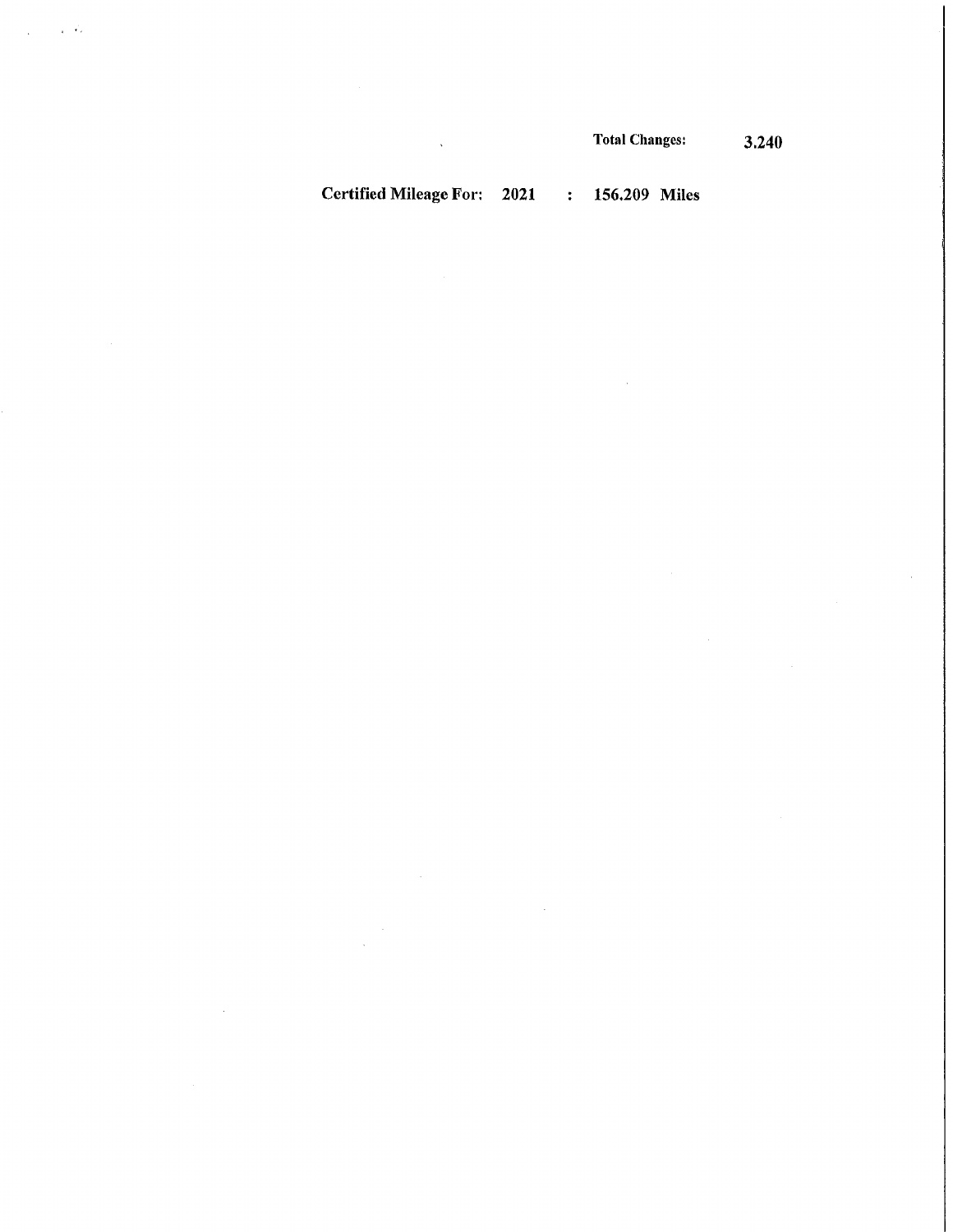**Total Changes:** 3.240

**Certified Mileage For: 2021 : 156.209 Miles**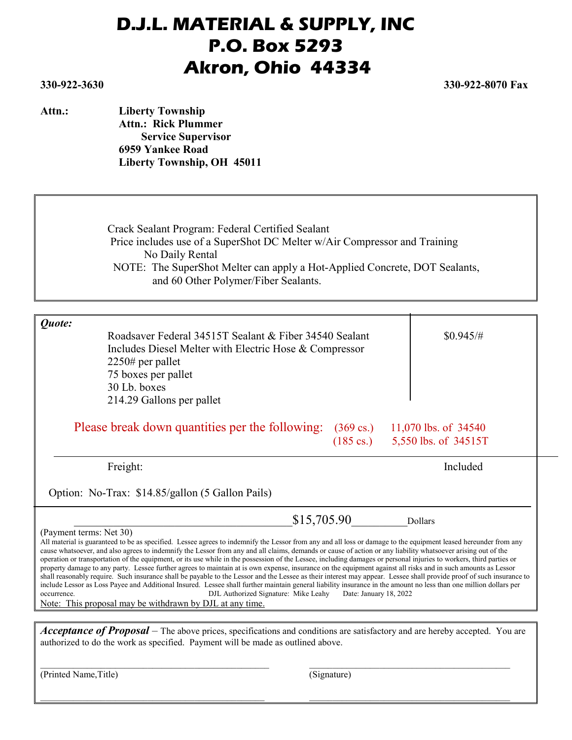# D.J.L. MATERIAL & SUPPLY, INC
# P.O. Box 5293
# Akron, Ohio 44334

**330-922-3630** **330-922-8070 Fax**

**Attn.:** **Liberty Township**
**Attn.: Rick Plummer**
**Service Supervisor**
**6959 Yankee Road**
**Liberty Township, OH 45011**

Crack Sealant Program: Federal Certified Sealant
Price includes use of a SuperShot DC Melter w/Air Compressor and Training
No Daily Rental
NOTE: The SuperShot Melter can apply a Hot-Applied Concrete, DOT Sealants, and 60 Other Polymer/Fiber Sealants.

***Quote:***

| | |
|---|---|
| Roadsaver Federal 34515T Sealant & Fiber 34540 Sealant<br>Includes Diesel Melter with Electric Hose & Compressor<br>2250# per pallet<br>75 boxes per pallet<br>30 Lb. boxes<br>214.29 Gallons per pallet | $0.945/# |

Please break down quantities per the following: (369 cs.) 11,070 lbs. of 34540
(185 cs.) 5,550 lbs. of 34515T

Freight: Included

Option: No-Trax: $14.85/gallon (5 Gallon Pails)

______________________________________$15,705.90__________Dollars

(Payment terms: Net 30)

All material is guaranteed to be as specified. Lessee agrees to indemnify the Lessor from any and all loss or damage to the equipment leased hereunder from any cause whatsoever, and also agrees to indemnify the Lessor from any and all claims, demands or cause of action or any liability whatsoever arising out of the operation or transportation of the equipment, or its use while in the possession of the Lessee, including damages or personal injuries to workers, third parties or property damage to any party. Lessee further agrees to maintain at is own expense, insurance on the equipment against all risks and in such amounts as Lessor shall reasonably require. Such insurance shall be payable to the Lessor and the Lessee as their interest may appear. Lessee shall provide proof of such insurance to include Lessor as Loss Payee and Additional Insured. Lessee shall further maintain general liability insurance in the amount no less than one million dollars per occurrence. DJL Authorized Signature: Mike Leahy Date: January 18, 2022

Note: This proposal may be withdrawn by DJL at any time.

***Acceptance of Proposal*** – The above prices, specifications and conditions are satisfactory and are hereby accepted. You are authorized to do the work as specified. Payment will be made as outlined above.

_______________________________________ _______________________________________
(Printed Name,Title) (Signature)

_______________________________________ _______________________________________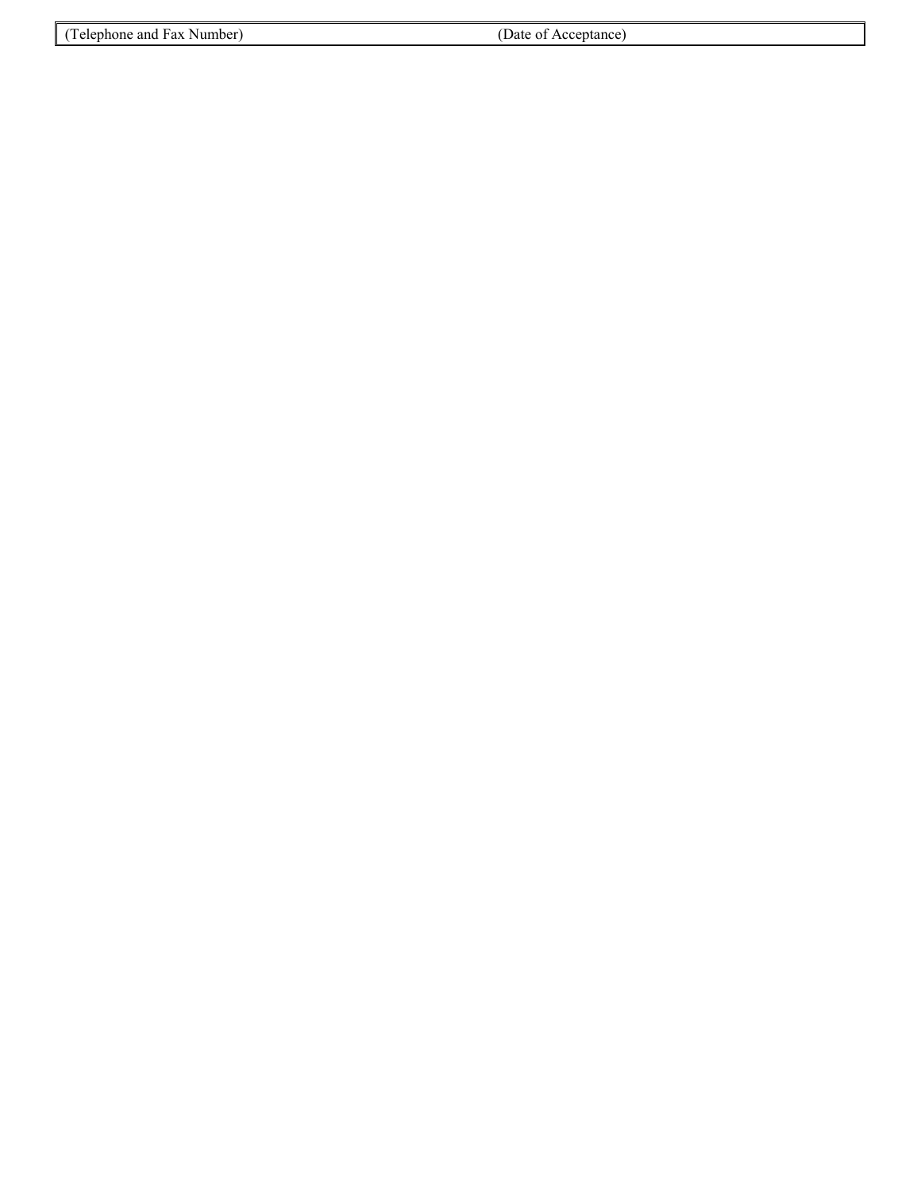| (Telephone and Fax Number) | (Date of Acceptance) |
| --- | --- |